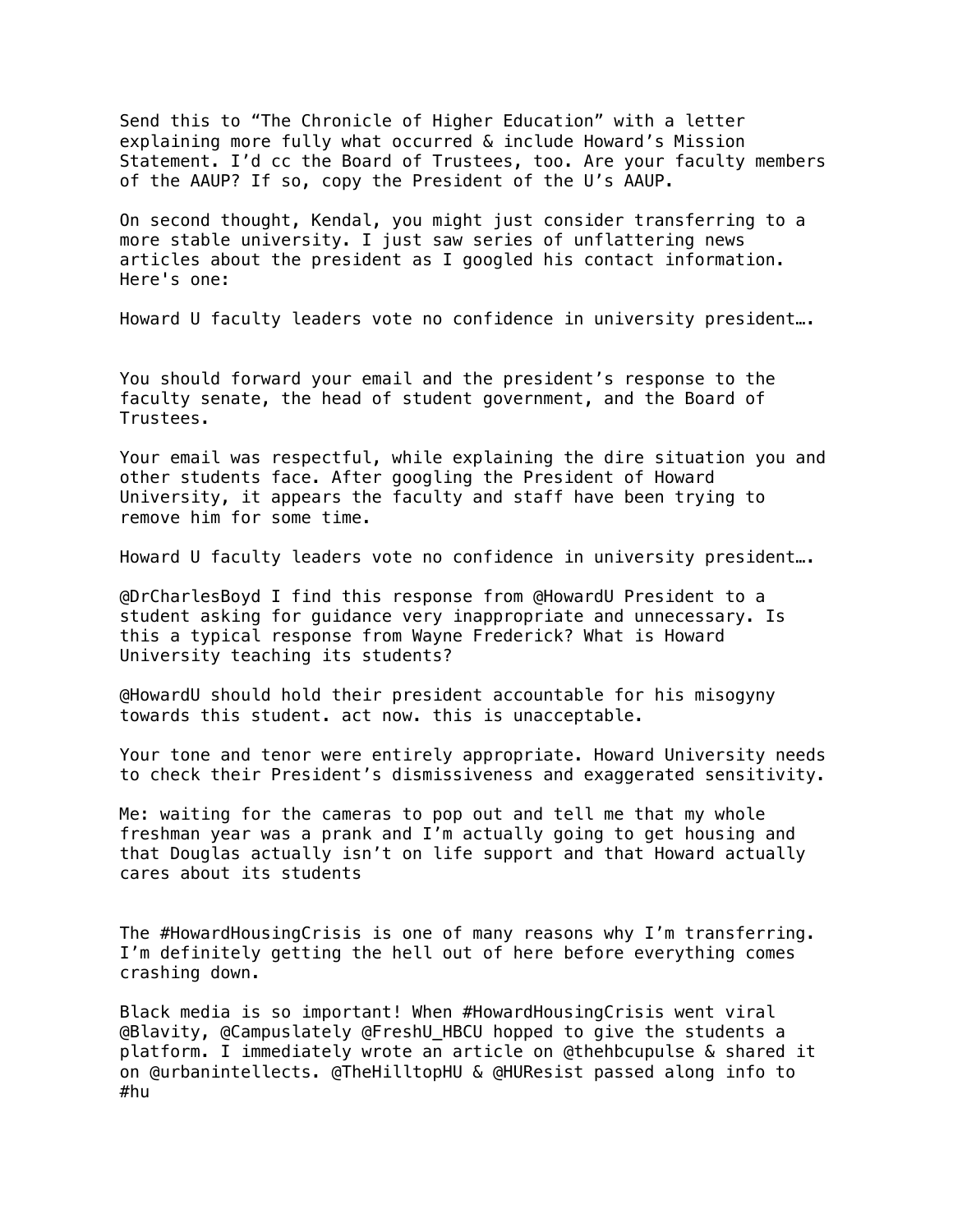Send this to “The Chronicle of Higher Education” with a letter explaining more fully what occurred & include Howard’s Mission Statement. I’d cc the Board of Trustees, too. Are your faculty members of the AAUP? If so, copy the President of the U’s AAUP.

On second thought, Kendal, you might just consider transferring to a more stable university. I just saw series of unflattering news articles about the president as I googled his contact information. Here's one:

Howard U faculty leaders vote no confidence in university president….

You should forward your email and the president’s response to the faculty senate, the head of student government, and the Board of Trustees.

Your email was respectful, while explaining the dire situation you and other students face. After googling the President of Howard University, it appears the faculty and staff have been trying to remove him for some time.

Howard U faculty leaders vote no confidence in university president….

@DrCharlesBoyd I find this response from @HowardU President to a student asking for guidance very inappropriate and unnecessary. Is this a typical response from Wayne Frederick? What is Howard University teaching its students?

@HowardU should hold their president accountable for his misogyny towards this student. act now. this is unacceptable.

Your tone and tenor were entirely appropriate. Howard University needs to check their President’s dismissiveness and exaggerated sensitivity.

Me: waiting for the cameras to pop out and tell me that my whole freshman year was a prank and I’m actually going to get housing and that Douglas actually isn’t on life support and that Howard actually cares about its students

The #HowardHousingCrisis is one of many reasons why I’m transferring. I’m definitely getting the hell out of here before everything comes crashing down.

Black media is so important! When #HowardHousingCrisis went viral @Blavity, @Campuslately @FreshU_HBCU hopped to give the students a platform. I immediately wrote an article on @thehbcupulse & shared it on @urbanintellects. @TheHilltopHU & @HUResist passed along info to #hu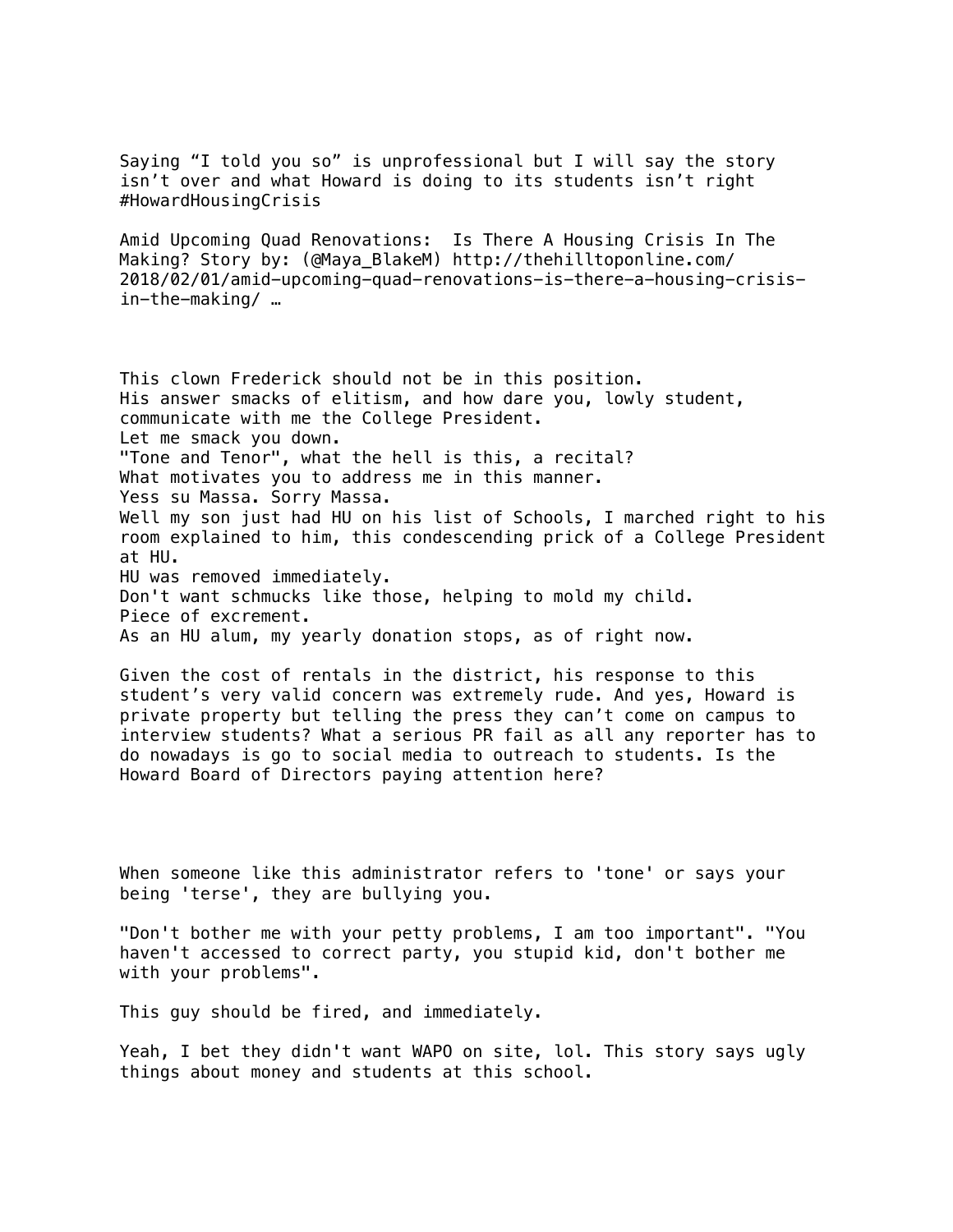Saying “I told you so” is unprofessional but I will say the story isn’t over and what Howard is doing to its students isn’t right #HowardHousingCrisis

Amid Upcoming Quad Renovations: Is There A Housing Crisis In The Making? Story by: (@Maya_BlakeM) http://thehilltoponline.com/2018/02/01/amid-upcoming-quad-renovations-is-there-a-housing-crisis-in-the-making/ …

This clown Frederick should not be in this position.
His answer smacks of elitism, and how dare you, lowly student, communicate with me the College President.
Let me smack you down.
"Tone and Tenor", what the hell is this, a recital?
What motivates you to address me in this manner.
Yess su Massa. Sorry Massa.
Well my son just had HU on his list of Schools, I marched right to his room explained to him, this condescending prick of a College President at HU.
HU was removed immediately.
Don't want schmucks like those, helping to mold my child.
Piece of excrement.
As an HU alum, my yearly donation stops, as of right now.

Given the cost of rentals in the district, his response to this student’s very valid concern was extremely rude. And yes, Howard is private property but telling the press they can’t come on campus to interview students? What a serious PR fail as all any reporter has to do nowadays is go to social media to outreach to students. Is the Howard Board of Directors paying attention here?

When someone like this administrator refers to 'tone' or says your being 'terse', they are bullying you.

"Don't bother me with your petty problems, I am too important". "You haven't accessed to correct party, you stupid kid, don't bother me with your problems".

This guy should be fired, and immediately.

Yeah, I bet they didn't want WAPO on site, lol. This story says ugly things about money and students at this school.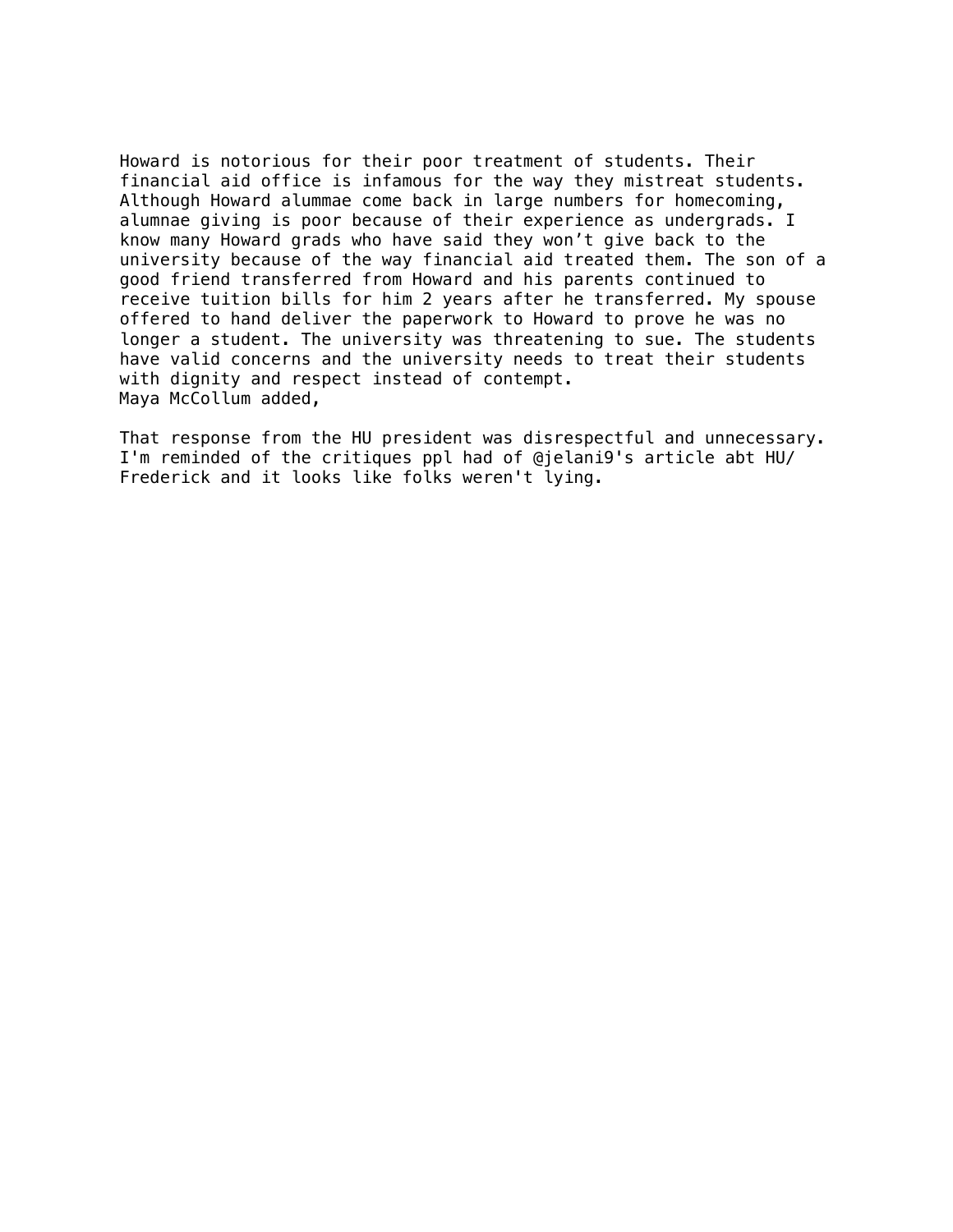Howard is notorious for their poor treatment of students. Their financial aid office is infamous for the way they mistreat students. Although Howard alummae come back in large numbers for homecoming, alumnae giving is poor because of their experience as undergrads. I know many Howard grads who have said they won’t give back to the university because of the way financial aid treated them. The son of a good friend transferred from Howard and his parents continued to receive tuition bills for him 2 years after he transferred. My spouse offered to hand deliver the paperwork to Howard to prove he was no longer a student. The university was threatening to sue. The students have valid concerns and the university needs to treat their students with dignity and respect instead of contempt.
Maya McCollum added,

That response from the HU president was disrespectful and unnecessary. I'm reminded of the critiques ppl had of @jelani9's article abt HU/Frederick and it looks like folks weren't lying.